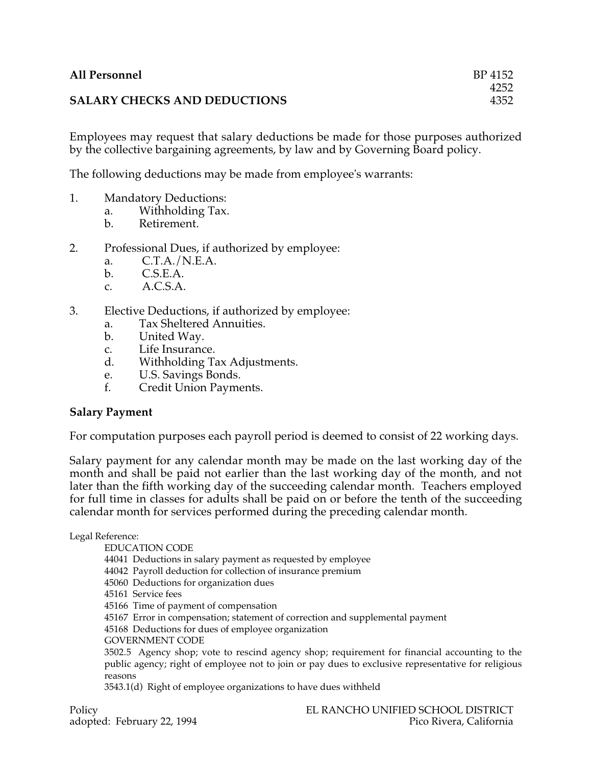**All Personnel** BP 4152
4252
**SALARY CHECKS AND DEDUCTIONS** 4352

Employees may request that salary deductions be made for those purposes authorized by the collective bargaining agreements, by law and by Governing Board policy.

The following deductions may be made from employee's warrants:

1. Mandatory Deductions:
   a. Withholding Tax.
   b. Retirement.

2. Professional Dues, if authorized by employee:
   a. C.T.A./N.E.A.
   b. C.S.E.A.
   c. A.C.S.A.

3. Elective Deductions, if authorized by employee:
   a. Tax Sheltered Annuities.
   b. United Way.
   c. Life Insurance.
   d. Withholding Tax Adjustments.
   e. U.S. Savings Bonds.
   f. Credit Union Payments.

**Salary Payment**

For computation purposes each payroll period is deemed to consist of 22 working days.

Salary payment for any calendar month may be made on the last working day of the month and shall be paid not earlier than the last working day of the month, and not later than the fifth working day of the succeeding calendar month. Teachers employed for full time in classes for adults shall be paid on or before the tenth of the succeeding calendar month for services performed during the preceding calendar month.

Legal Reference:

EDUCATION CODE
44041 Deductions in salary payment as requested by employee
44042 Payroll deduction for collection of insurance premium
45060 Deductions for organization dues
45161 Service fees
45166 Time of payment of compensation
45167 Error in compensation; statement of correction and supplemental payment
45168 Deductions for dues of employee organization
GOVERNMENT CODE
3502.5 Agency shop; vote to rescind agency shop; requirement for financial accounting to the public agency; right of employee not to join or pay dues to exclusive representative for religious reasons
3543.1(d) Right of employee organizations to have dues withheld

Policy
adopted: February 22, 1994

EL RANCHO UNIFIED SCHOOL DISTRICT
Pico Rivera, California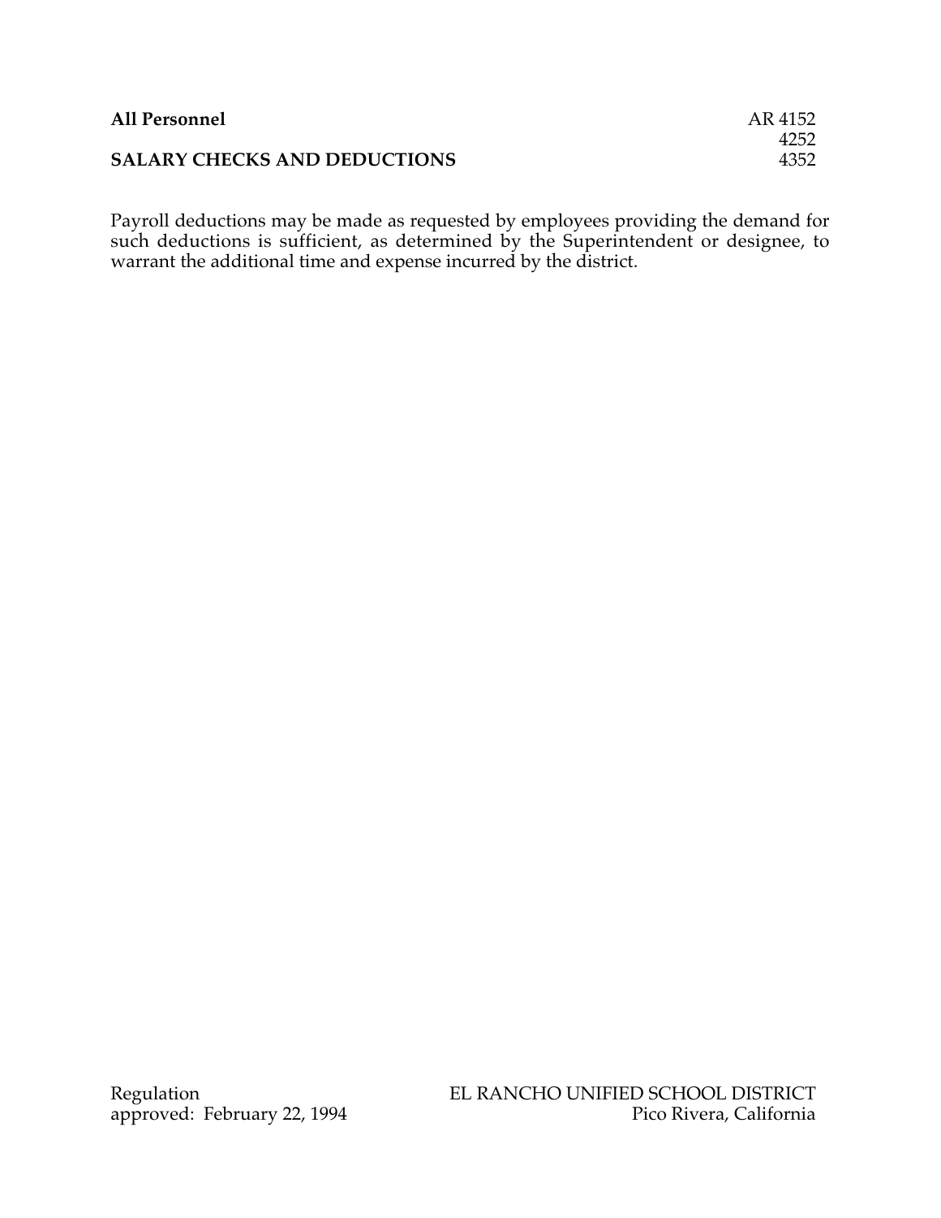**All Personnel** AR 4152
4252
**SALARY CHECKS AND DEDUCTIONS** 4352

Payroll deductions may be made as requested by employees providing the demand for such deductions is sufficient, as determined by the Superintendent or designee, to warrant the additional time and expense incurred by the district.

Regulation
approved: February 22, 1994

EL RANCHO UNIFIED SCHOOL DISTRICT
Pico Rivera, California